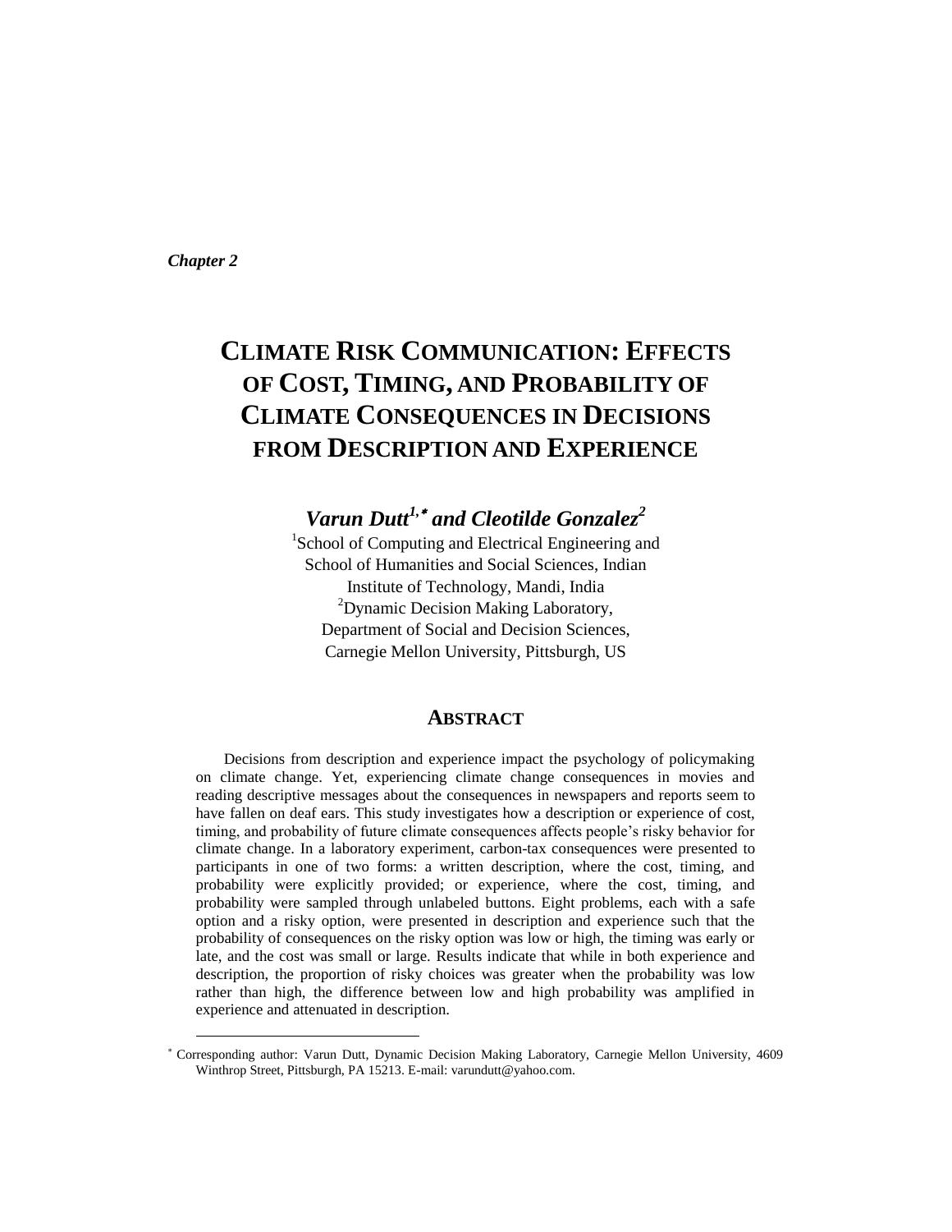*Chapter 2*

# CLIMATE RISK COMMUNICATION: EFFECTS OF COST, TIMING, AND PROBABILITY OF CLIMATE CONSEQUENCES IN DECISIONS FROM DESCRIPTION AND EXPERIENCE

***Varun Dutt[1,*] and Cleotilde Gonzalez[2]***

[1]School of Computing and Electrical Engineering and School of Humanities and Social Sciences, Indian Institute of Technology, Mandi, India
[2]Dynamic Decision Making Laboratory, Department of Social and Decision Sciences, Carnegie Mellon University, Pittsburgh, US

## ABSTRACT

Decisions from description and experience impact the psychology of policymaking on climate change. Yet, experiencing climate change consequences in movies and reading descriptive messages about the consequences in newspapers and reports seem to have fallen on deaf ears. This study investigates how a description or experience of cost, timing, and probability of future climate consequences affects people's risky behavior for climate change. In a laboratory experiment, carbon-tax consequences were presented to participants in one of two forms: a written description, where the cost, timing, and probability were explicitly provided; or experience, where the cost, timing, and probability were sampled through unlabeled buttons. Eight problems, each with a safe option and a risky option, were presented in description and experience such that the probability of consequences on the risky option was low or high, the timing was early or late, and the cost was small or large. Results indicate that while in both experience and description, the proportion of risky choices was greater when the probability was low rather than high, the difference between low and high probability was amplified in experience and attenuated in description.

---

[*] Corresponding author: Varun Dutt, Dynamic Decision Making Laboratory, Carnegie Mellon University, 4609 Winthrop Street, Pittsburgh, PA 15213. E-mail: varundutt@yahoo.com.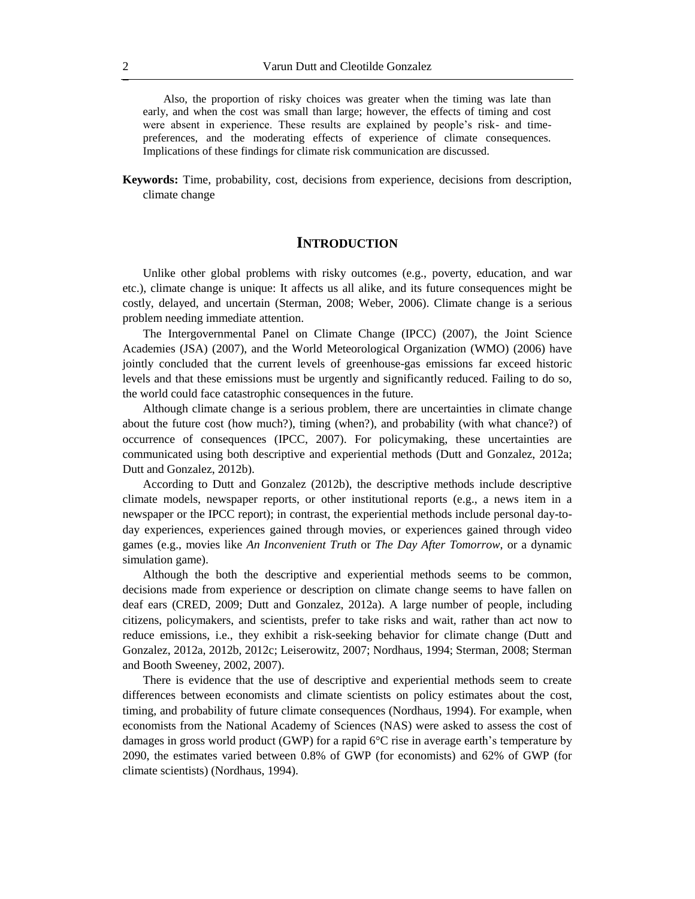Also, the proportion of risky choices was greater when the timing was late than early, and when the cost was small than large; however, the effects of timing and cost were absent in experience. These results are explained by people's risk- and time-preferences, and the moderating effects of experience of climate consequences. Implications of these findings for climate risk communication are discussed.

**Keywords:** Time, probability, cost, decisions from experience, decisions from description, climate change

## INTRODUCTION

Unlike other global problems with risky outcomes (e.g., poverty, education, and war etc.), climate change is unique: It affects us all alike, and its future consequences might be costly, delayed, and uncertain (Sterman, 2008; Weber, 2006). Climate change is a serious problem needing immediate attention.

The Intergovernmental Panel on Climate Change (IPCC) (2007), the Joint Science Academies (JSA) (2007), and the World Meteorological Organization (WMO) (2006) have jointly concluded that the current levels of greenhouse-gas emissions far exceed historic levels and that these emissions must be urgently and significantly reduced. Failing to do so, the world could face catastrophic consequences in the future.

Although climate change is a serious problem, there are uncertainties in climate change about the future cost (how much?), timing (when?), and probability (with what chance?) of occurrence of consequences (IPCC, 2007). For policymaking, these uncertainties are communicated using both descriptive and experiential methods (Dutt and Gonzalez, 2012a; Dutt and Gonzalez, 2012b).

According to Dutt and Gonzalez (2012b), the descriptive methods include descriptive climate models, newspaper reports, or other institutional reports (e.g., a news item in a newspaper or the IPCC report); in contrast, the experiential methods include personal day-to-day experiences, experiences gained through movies, or experiences gained through video games (e.g., movies like *An Inconvenient Truth* or *The Day After Tomorrow*, or a dynamic simulation game).

Although the both the descriptive and experiential methods seems to be common, decisions made from experience or description on climate change seems to have fallen on deaf ears (CRED, 2009; Dutt and Gonzalez, 2012a). A large number of people, including citizens, policymakers, and scientists, prefer to take risks and wait, rather than act now to reduce emissions, i.e., they exhibit a risk-seeking behavior for climate change (Dutt and Gonzalez, 2012a, 2012b, 2012c; Leiserowitz, 2007; Nordhaus, 1994; Sterman, 2008; Sterman and Booth Sweeney, 2002, 2007).

There is evidence that the use of descriptive and experiential methods seem to create differences between economists and climate scientists on policy estimates about the cost, timing, and probability of future climate consequences (Nordhaus, 1994). For example, when economists from the National Academy of Sciences (NAS) were asked to assess the cost of damages in gross world product (GWP) for a rapid 6°C rise in average earth's temperature by 2090, the estimates varied between 0.8% of GWP (for economists) and 62% of GWP (for climate scientists) (Nordhaus, 1994).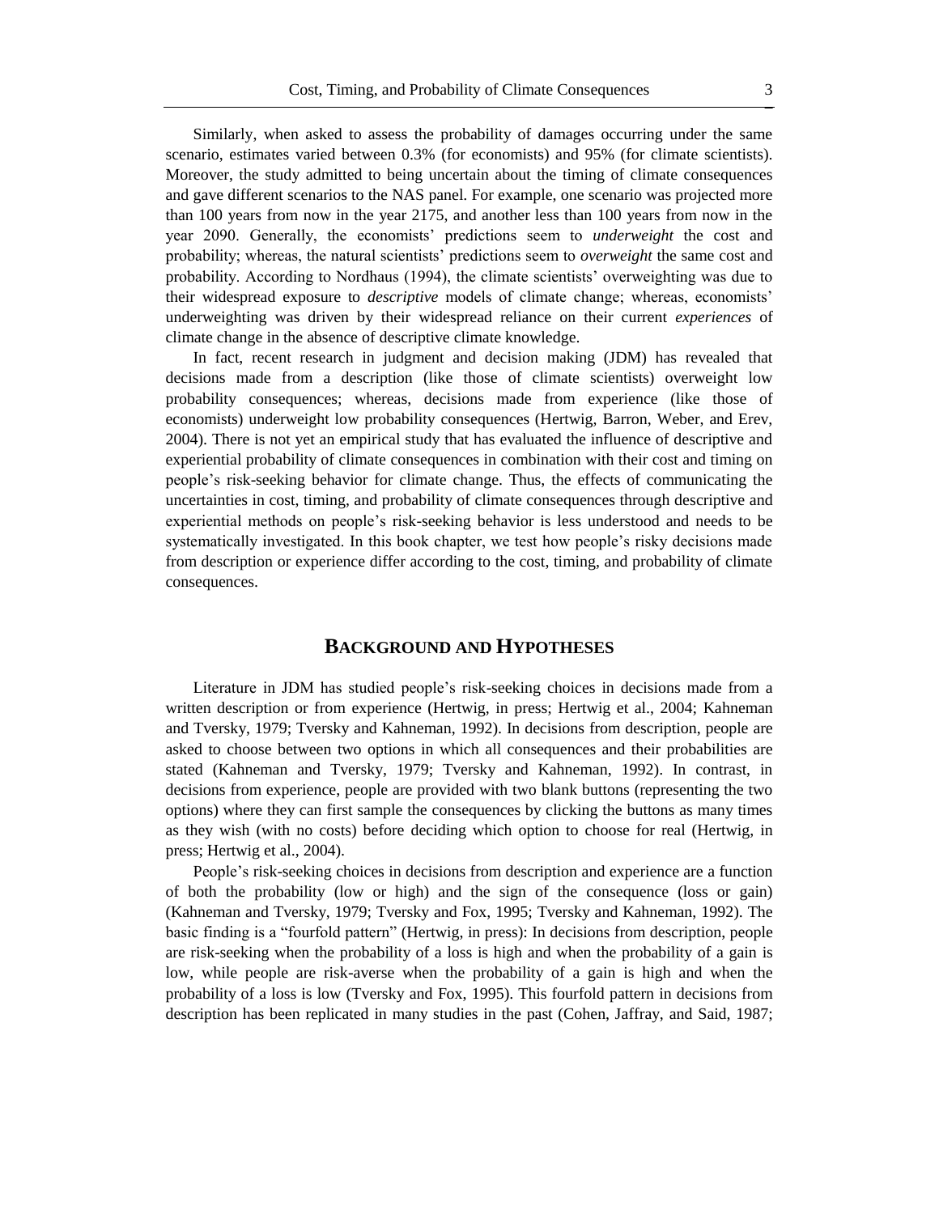Similarly, when asked to assess the probability of damages occurring under the same scenario, estimates varied between 0.3% (for economists) and 95% (for climate scientists). Moreover, the study admitted to being uncertain about the timing of climate consequences and gave different scenarios to the NAS panel. For example, one scenario was projected more than 100 years from now in the year 2175, and another less than 100 years from now in the year 2090. Generally, the economists' predictions seem to *underweight* the cost and probability; whereas, the natural scientists' predictions seem to *overweight* the same cost and probability. According to Nordhaus (1994), the climate scientists' overweighting was due to their widespread exposure to *descriptive* models of climate change; whereas, economists' underweighting was driven by their widespread reliance on their current *experiences* of climate change in the absence of descriptive climate knowledge.

In fact, recent research in judgment and decision making (JDM) has revealed that decisions made from a description (like those of climate scientists) overweight low probability consequences; whereas, decisions made from experience (like those of economists) underweight low probability consequences (Hertwig, Barron, Weber, and Erev, 2004). There is not yet an empirical study that has evaluated the influence of descriptive and experiential probability of climate consequences in combination with their cost and timing on people's risk-seeking behavior for climate change. Thus, the effects of communicating the uncertainties in cost, timing, and probability of climate consequences through descriptive and experiential methods on people's risk-seeking behavior is less understood and needs to be systematically investigated. In this book chapter, we test how people's risky decisions made from description or experience differ according to the cost, timing, and probability of climate consequences.

## BACKGROUND AND HYPOTHESES

Literature in JDM has studied people's risk-seeking choices in decisions made from a written description or from experience (Hertwig, in press; Hertwig et al., 2004; Kahneman and Tversky, 1979; Tversky and Kahneman, 1992). In decisions from description, people are asked to choose between two options in which all consequences and their probabilities are stated (Kahneman and Tversky, 1979; Tversky and Kahneman, 1992). In contrast, in decisions from experience, people are provided with two blank buttons (representing the two options) where they can first sample the consequences by clicking the buttons as many times as they wish (with no costs) before deciding which option to choose for real (Hertwig, in press; Hertwig et al., 2004).

People's risk-seeking choices in decisions from description and experience are a function of both the probability (low or high) and the sign of the consequence (loss or gain) (Kahneman and Tversky, 1979; Tversky and Fox, 1995; Tversky and Kahneman, 1992). The basic finding is a "fourfold pattern" (Hertwig, in press): In decisions from description, people are risk-seeking when the probability of a loss is high and when the probability of a gain is low, while people are risk-averse when the probability of a gain is high and when the probability of a loss is low (Tversky and Fox, 1995). This fourfold pattern in decisions from description has been replicated in many studies in the past (Cohen, Jaffray, and Said, 1987;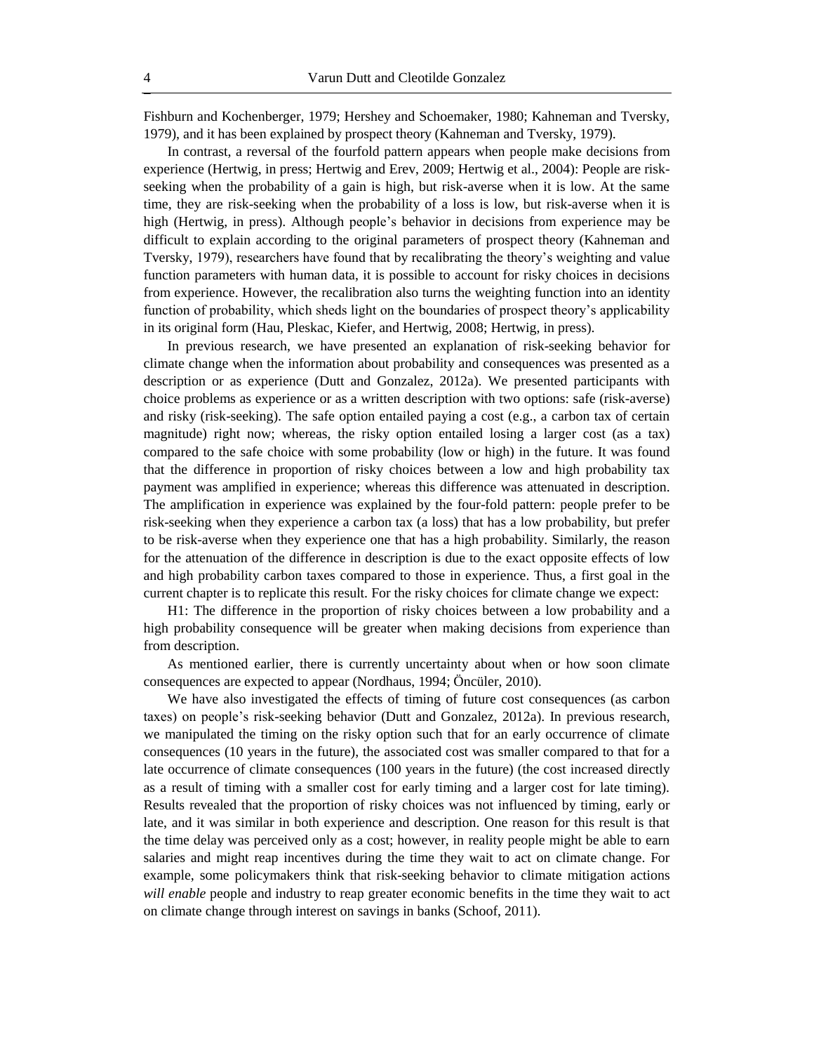Fishburn and Kochenberger, 1979; Hershey and Schoemaker, 1980; Kahneman and Tversky, 1979), and it has been explained by prospect theory (Kahneman and Tversky, 1979).

In contrast, a reversal of the fourfold pattern appears when people make decisions from experience (Hertwig, in press; Hertwig and Erev, 2009; Hertwig et al., 2004): People are risk-seeking when the probability of a gain is high, but risk-averse when it is low. At the same time, they are risk-seeking when the probability of a loss is low, but risk-averse when it is high (Hertwig, in press). Although people's behavior in decisions from experience may be difficult to explain according to the original parameters of prospect theory (Kahneman and Tversky, 1979), researchers have found that by recalibrating the theory's weighting and value function parameters with human data, it is possible to account for risky choices in decisions from experience. However, the recalibration also turns the weighting function into an identity function of probability, which sheds light on the boundaries of prospect theory's applicability in its original form (Hau, Pleskac, Kiefer, and Hertwig, 2008; Hertwig, in press).

In previous research, we have presented an explanation of risk-seeking behavior for climate change when the information about probability and consequences was presented as a description or as experience (Dutt and Gonzalez, 2012a). We presented participants with choice problems as experience or as a written description with two options: safe (risk-averse) and risky (risk-seeking). The safe option entailed paying a cost (e.g., a carbon tax of certain magnitude) right now; whereas, the risky option entailed losing a larger cost (as a tax) compared to the safe choice with some probability (low or high) in the future. It was found that the difference in proportion of risky choices between a low and high probability tax payment was amplified in experience; whereas this difference was attenuated in description. The amplification in experience was explained by the four-fold pattern: people prefer to be risk-seeking when they experience a carbon tax (a loss) that has a low probability, but prefer to be risk-averse when they experience one that has a high probability. Similarly, the reason for the attenuation of the difference in description is due to the exact opposite effects of low and high probability carbon taxes compared to those in experience. Thus, a first goal in the current chapter is to replicate this result. For the risky choices for climate change we expect:

H1: The difference in the proportion of risky choices between a low probability and a high probability consequence will be greater when making decisions from experience than from description.

As mentioned earlier, there is currently uncertainty about when or how soon climate consequences are expected to appear (Nordhaus, 1994; Öncüler, 2010).

We have also investigated the effects of timing of future cost consequences (as carbon taxes) on people's risk-seeking behavior (Dutt and Gonzalez, 2012a). In previous research, we manipulated the timing on the risky option such that for an early occurrence of climate consequences (10 years in the future), the associated cost was smaller compared to that for a late occurrence of climate consequences (100 years in the future) (the cost increased directly as a result of timing with a smaller cost for early timing and a larger cost for late timing). Results revealed that the proportion of risky choices was not influenced by timing, early or late, and it was similar in both experience and description. One reason for this result is that the time delay was perceived only as a cost; however, in reality people might be able to earn salaries and might reap incentives during the time they wait to act on climate change. For example, some policymakers think that risk-seeking behavior to climate mitigation actions *will enable* people and industry to reap greater economic benefits in the time they wait to act on climate change through interest on savings in banks (Schoof, 2011).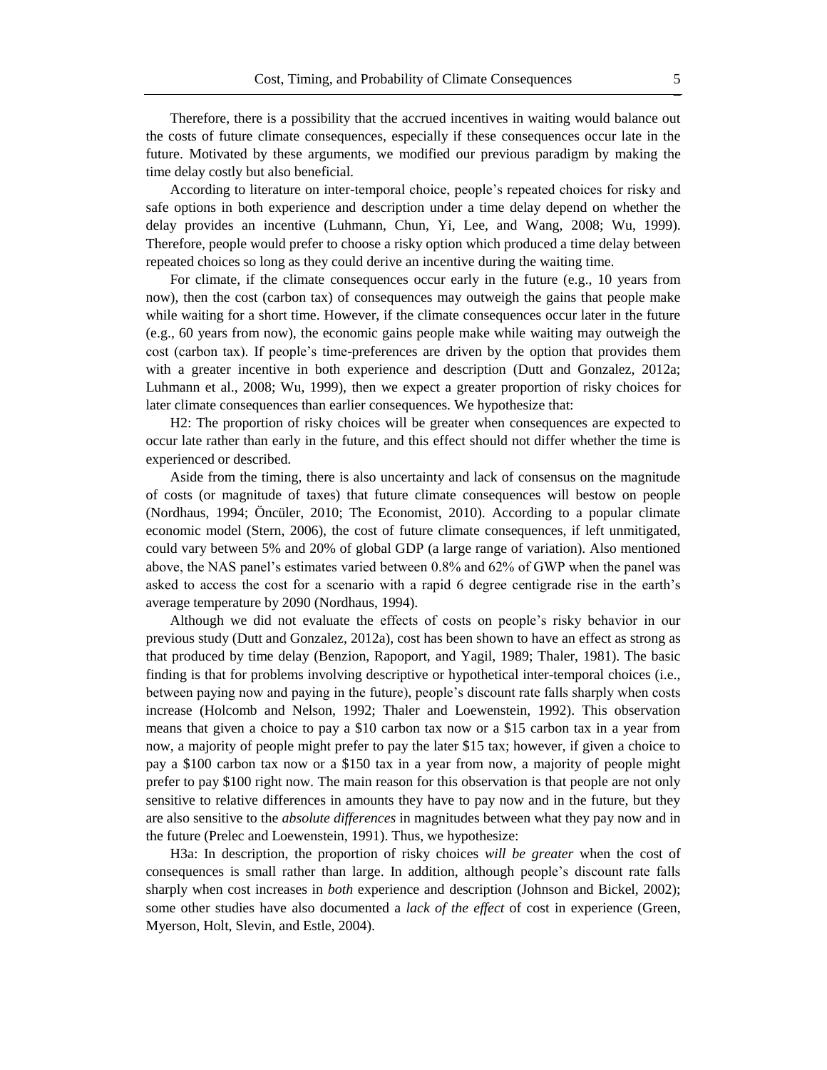Therefore, there is a possibility that the accrued incentives in waiting would balance out the costs of future climate consequences, especially if these consequences occur late in the future. Motivated by these arguments, we modified our previous paradigm by making the time delay costly but also beneficial.

According to literature on inter-temporal choice, people's repeated choices for risky and safe options in both experience and description under a time delay depend on whether the delay provides an incentive (Luhmann, Chun, Yi, Lee, and Wang, 2008; Wu, 1999). Therefore, people would prefer to choose a risky option which produced a time delay between repeated choices so long as they could derive an incentive during the waiting time.

For climate, if the climate consequences occur early in the future (e.g., 10 years from now), then the cost (carbon tax) of consequences may outweigh the gains that people make while waiting for a short time. However, if the climate consequences occur later in the future (e.g., 60 years from now), the economic gains people make while waiting may outweigh the cost (carbon tax). If people's time-preferences are driven by the option that provides them with a greater incentive in both experience and description (Dutt and Gonzalez, 2012a; Luhmann et al., 2008; Wu, 1999), then we expect a greater proportion of risky choices for later climate consequences than earlier consequences. We hypothesize that:

H2: The proportion of risky choices will be greater when consequences are expected to occur late rather than early in the future, and this effect should not differ whether the time is experienced or described.

Aside from the timing, there is also uncertainty and lack of consensus on the magnitude of costs (or magnitude of taxes) that future climate consequences will bestow on people (Nordhaus, 1994; Öncüler, 2010; The Economist, 2010). According to a popular climate economic model (Stern, 2006), the cost of future climate consequences, if left unmitigated, could vary between 5% and 20% of global GDP (a large range of variation). Also mentioned above, the NAS panel's estimates varied between 0.8% and 62% of GWP when the panel was asked to access the cost for a scenario with a rapid 6 degree centigrade rise in the earth's average temperature by 2090 (Nordhaus, 1994).

Although we did not evaluate the effects of costs on people's risky behavior in our previous study (Dutt and Gonzalez, 2012a), cost has been shown to have an effect as strong as that produced by time delay (Benzion, Rapoport, and Yagil, 1989; Thaler, 1981). The basic finding is that for problems involving descriptive or hypothetical inter-temporal choices (i.e., between paying now and paying in the future), people's discount rate falls sharply when costs increase (Holcomb and Nelson, 1992; Thaler and Loewenstein, 1992). This observation means that given a choice to pay a $10 carbon tax now or a $15 carbon tax in a year from now, a majority of people might prefer to pay the later $15 tax; however, if given a choice to pay a $100 carbon tax now or a $150 tax in a year from now, a majority of people might prefer to pay $100 right now. The main reason for this observation is that people are not only sensitive to relative differences in amounts they have to pay now and in the future, but they are also sensitive to the *absolute differences* in magnitudes between what they pay now and in the future (Prelec and Loewenstein, 1991). Thus, we hypothesize:

H3a: In description, the proportion of risky choices *will be greater* when the cost of consequences is small rather than large. In addition, although people's discount rate falls sharply when cost increases in *both* experience and description (Johnson and Bickel, 2002); some other studies have also documented a *lack of the effect* of cost in experience (Green, Myerson, Holt, Slevin, and Estle, 2004).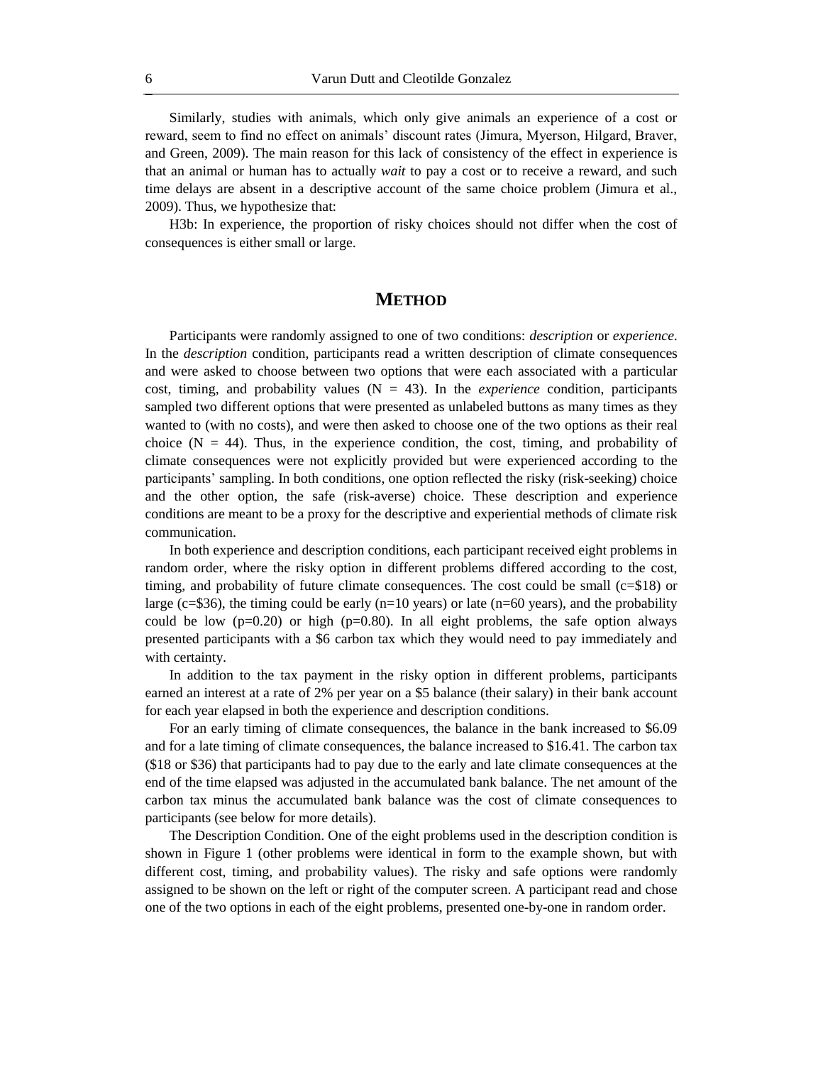Similarly, studies with animals, which only give animals an experience of a cost or reward, seem to find no effect on animals' discount rates (Jimura, Myerson, Hilgard, Braver, and Green, 2009). The main reason for this lack of consistency of the effect in experience is that an animal or human has to actually *wait* to pay a cost or to receive a reward, and such time delays are absent in a descriptive account of the same choice problem (Jimura et al., 2009). Thus, we hypothesize that:

H3b: In experience, the proportion of risky choices should not differ when the cost of consequences is either small or large.

## METHOD

Participants were randomly assigned to one of two conditions: *description* or *experience*. In the *description* condition, participants read a written description of climate consequences and were asked to choose between two options that were each associated with a particular cost, timing, and probability values (N = 43). In the *experience* condition, participants sampled two different options that were presented as unlabeled buttons as many times as they wanted to (with no costs), and were then asked to choose one of the two options as their real choice (N = 44). Thus, in the experience condition, the cost, timing, and probability of climate consequences were not explicitly provided but were experienced according to the participants' sampling. In both conditions, one option reflected the risky (risk-seeking) choice and the other option, the safe (risk-averse) choice. These description and experience conditions are meant to be a proxy for the descriptive and experiential methods of climate risk communication.

In both experience and description conditions, each participant received eight problems in random order, where the risky option in different problems differed according to the cost, timing, and probability of future climate consequences. The cost could be small (c=$18) or large (c=$36), the timing could be early (n=10 years) or late (n=60 years), and the probability could be low (p=0.20) or high (p=0.80). In all eight problems, the safe option always presented participants with a $6 carbon tax which they would need to pay immediately and with certainty.

In addition to the tax payment in the risky option in different problems, participants earned an interest at a rate of 2% per year on a $5 balance (their salary) in their bank account for each year elapsed in both the experience and description conditions.

For an early timing of climate consequences, the balance in the bank increased to $6.09 and for a late timing of climate consequences, the balance increased to $16.41. The carbon tax ($18 or $36) that participants had to pay due to the early and late climate consequences at the end of the time elapsed was adjusted in the accumulated bank balance. The net amount of the carbon tax minus the accumulated bank balance was the cost of climate consequences to participants (see below for more details).

The Description Condition. One of the eight problems used in the description condition is shown in Figure 1 (other problems were identical in form to the example shown, but with different cost, timing, and probability values). The risky and safe options were randomly assigned to be shown on the left or right of the computer screen. A participant read and chose one of the two options in each of the eight problems, presented one-by-one in random order.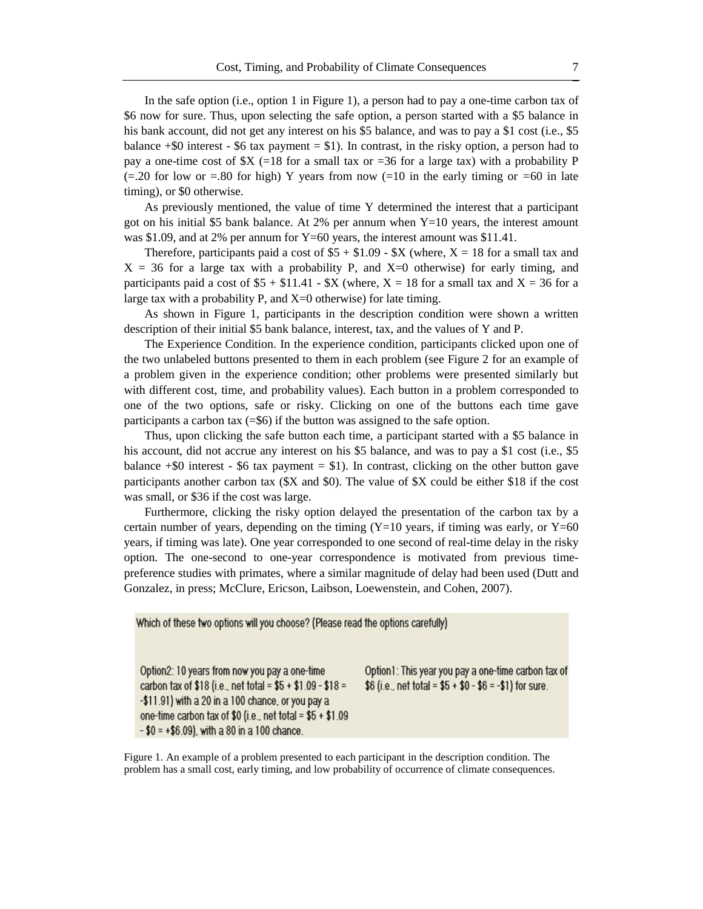In the safe option (i.e., option 1 in Figure 1), a person had to pay a one-time carbon tax of $6 now for sure. Thus, upon selecting the safe option, a person started with a $5 balance in his bank account, did not get any interest on his $5 balance, and was to pay a $1 cost (i.e., $5 balance +$0 interest - $6 tax payment = $1). In contrast, in the risky option, a person had to pay a one-time cost of $X (=18 for a small tax or =36 for a large tax) with a probability P (=.20 for low or =.80 for high) Y years from now (=10 in the early timing or =60 in late timing), or $0 otherwise.

As previously mentioned, the value of time Y determined the interest that a participant got on his initial $5 bank balance. At 2% per annum when Y=10 years, the interest amount was $1.09, and at 2% per annum for Y=60 years, the interest amount was $11.41.

Therefore, participants paid a cost of $5 + $1.09 - $X (where, X = 18 for a small tax and X = 36 for a large tax with a probability P, and X=0 otherwise) for early timing, and participants paid a cost of $5 + $11.41 - $X (where, X = 18 for a small tax and X = 36 for a large tax with a probability P, and X=0 otherwise) for late timing.

As shown in Figure 1, participants in the description condition were shown a written description of their initial $5 bank balance, interest, tax, and the values of Y and P.

The Experience Condition. In the experience condition, participants clicked upon one of the two unlabeled buttons presented to them in each problem (see Figure 2 for an example of a problem given in the experience condition; other problems were presented similarly but with different cost, time, and probability values). Each button in a problem corresponded to one of the two options, safe or risky. Clicking on one of the buttons each time gave participants a carbon tax (=$6) if the button was assigned to the safe option.

Thus, upon clicking the safe button each time, a participant started with a $5 balance in his account, did not accrue any interest on his $5 balance, and was to pay a $1 cost (i.e., $5 balance +$0 interest - $6 tax payment = $1). In contrast, clicking on the other button gave participants another carbon tax ($X and $0). The value of $X could be either $18 if the cost was small, or $36 if the cost was large.

Furthermore, clicking the risky option delayed the presentation of the carbon tax by a certain number of years, depending on the timing (Y=10 years, if timing was early, or Y=60 years, if timing was late). One year corresponded to one second of real-time delay in the risky option. The one-second to one-year correspondence is motivated from previous time-preference studies with primates, where a similar magnitude of delay had been used (Dutt and Gonzalez, in press; McClure, Ericson, Laibson, Loewenstein, and Cohen, 2007).

Which of these two options will you choose? (Please read the options carefully)

Option2: 10 years from now you pay a one-time carbon tax of $18 (i.e., net total = $5 + $1.09 - $18 = -$11.91) with a 20 in a 100 chance, or you pay a one-time carbon tax of $0 (i.e., net total = $5 + $1.09 - $0 = +$6.09), with a 80 in a 100 chance.

Option1: This year you pay a one-time carbon tax of $6 (i.e., net total = $5 + $0 - $6 = -$1) for sure.

Figure 1. An example of a problem presented to each participant in the description condition. The problem has a small cost, early timing, and low probability of occurrence of climate consequences.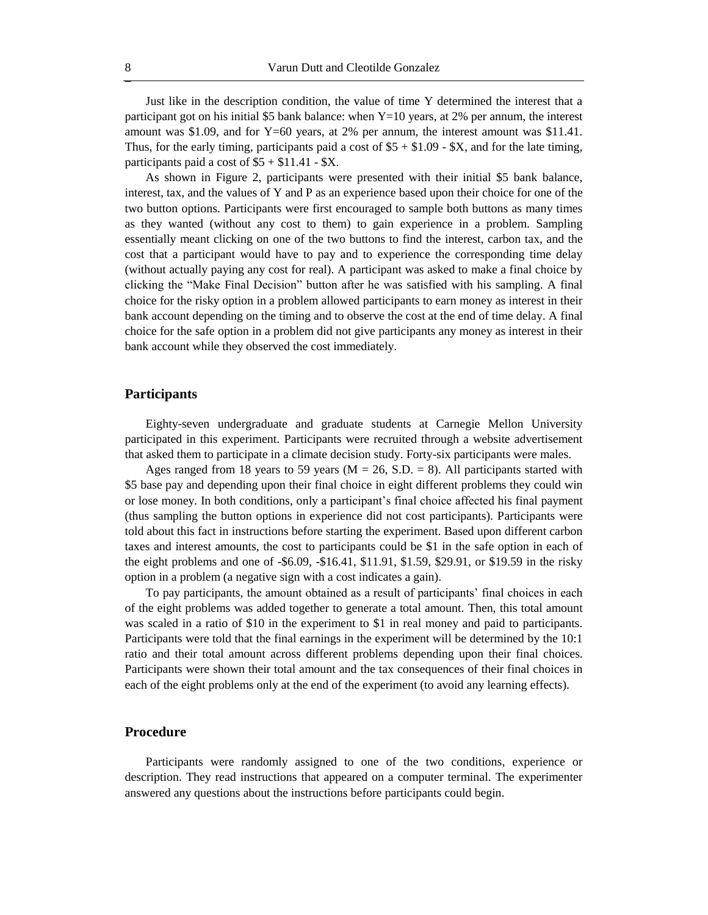Just like in the description condition, the value of time Y determined the interest that a participant got on his initial \$5 bank balance: when Y=10 years, at 2% per annum, the interest amount was \$1.09, and for Y=60 years, at 2% per annum, the interest amount was \$11.41. Thus, for the early timing, participants paid a cost of \$5 + \$1.09 - \$X, and for the late timing, participants paid a cost of \$5 + \$11.41 - \$X.

As shown in Figure 2, participants were presented with their initial \$5 bank balance, interest, tax, and the values of Y and P as an experience based upon their choice for one of the two button options. Participants were first encouraged to sample both buttons as many times as they wanted (without any cost to them) to gain experience in a problem. Sampling essentially meant clicking on one of the two buttons to find the interest, carbon tax, and the cost that a participant would have to pay and to experience the corresponding time delay (without actually paying any cost for real). A participant was asked to make a final choice by clicking the "Make Final Decision" button after he was satisfied with his sampling. A final choice for the risky option in a problem allowed participants to earn money as interest in their bank account depending on the timing and to observe the cost at the end of time delay. A final choice for the safe option in a problem did not give participants any money as interest in their bank account while they observed the cost immediately.

## Participants

Eighty-seven undergraduate and graduate students at Carnegie Mellon University participated in this experiment. Participants were recruited through a website advertisement that asked them to participate in a climate decision study. Forty-six participants were males.

Ages ranged from 18 years to 59 years ($M = 26$, $S.D. = 8$). All participants started with \$5 base pay and depending upon their final choice in eight different problems they could win or lose money. In both conditions, only a participant's final choice affected his final payment (thus sampling the button options in experience did not cost participants). Participants were told about this fact in instructions before starting the experiment. Based upon different carbon taxes and interest amounts, the cost to participants could be \$1 in the safe option in each of the eight problems and one of -\$6.09, -\$16.41, \$11.91, \$1.59, \$29.91, or \$19.59 in the risky option in a problem (a negative sign with a cost indicates a gain).

To pay participants, the amount obtained as a result of participants' final choices in each of the eight problems was added together to generate a total amount. Then, this total amount was scaled in a ratio of \$10 in the experiment to \$1 in real money and paid to participants. Participants were told that the final earnings in the experiment will be determined by the 10:1 ratio and their total amount across different problems depending upon their final choices. Participants were shown their total amount and the tax consequences of their final choices in each of the eight problems only at the end of the experiment (to avoid any learning effects).

## Procedure

Participants were randomly assigned to one of the two conditions, experience or description. They read instructions that appeared on a computer terminal. The experimenter answered any questions about the instructions before participants could begin.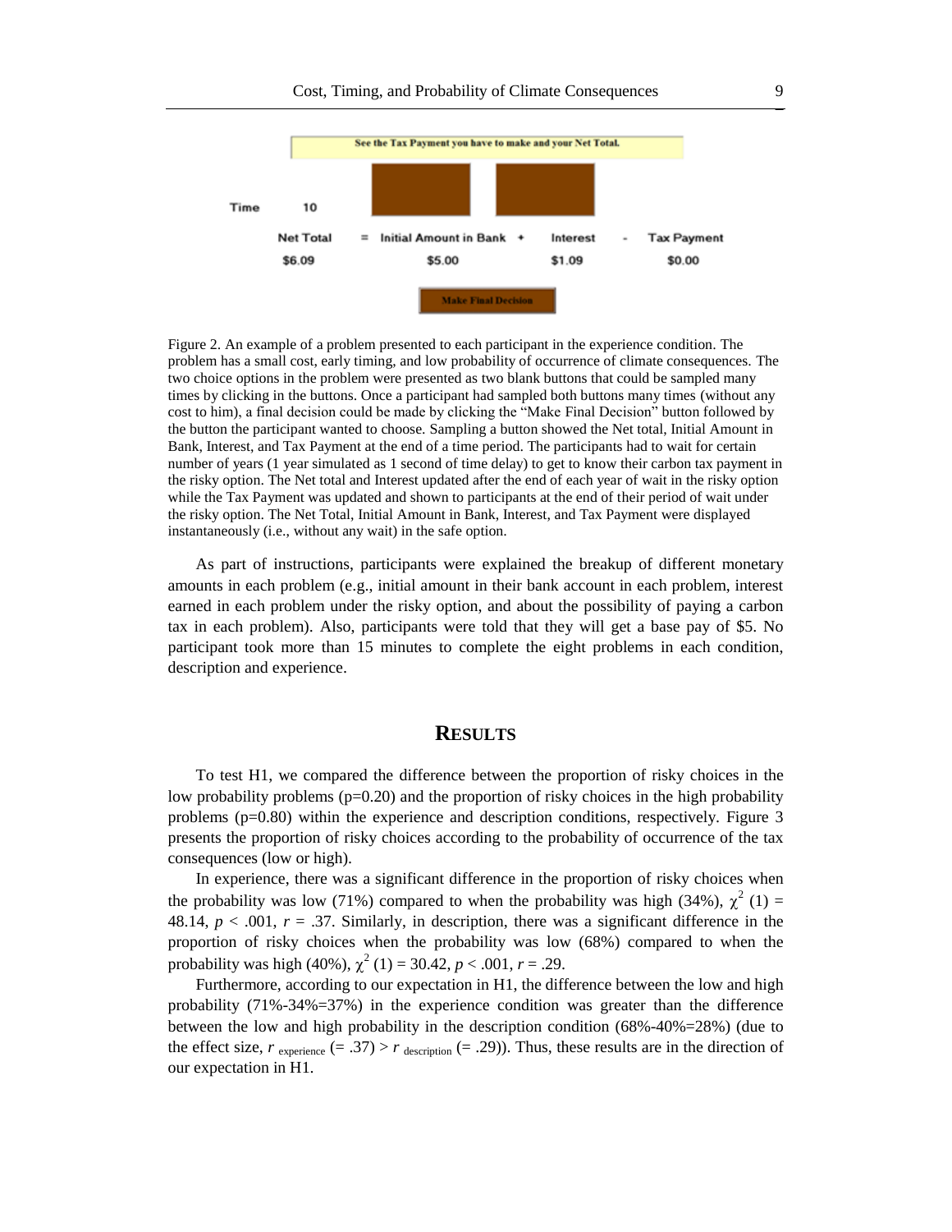See the Tax Payment you have to make and your Net Total.

Time 10

Net Total = Initial Amount in Bank + Interest - Tax Payment

$6.09 $5.00 $1.09 $0.00

Make Final Decision

Figure 2. An example of a problem presented to each participant in the experience condition. The problem has a small cost, early timing, and low probability of occurrence of climate consequences. The two choice options in the problem were presented as two blank buttons that could be sampled many times by clicking in the buttons. Once a participant had sampled both buttons many times (without any cost to him), a final decision could be made by clicking the "Make Final Decision" button followed by the button the participant wanted to choose. Sampling a button showed the Net total, Initial Amount in Bank, Interest, and Tax Payment at the end of a time period. The participants had to wait for certain number of years (1 year simulated as 1 second of time delay) to get to know their carbon tax payment in the risky option. The Net total and Interest updated after the end of each year of wait in the risky option while the Tax Payment was updated and shown to participants at the end of their period of wait under the risky option. The Net Total, Initial Amount in Bank, Interest, and Tax Payment were displayed instantaneously (i.e., without any wait) in the safe option.

As part of instructions, participants were explained the breakup of different monetary amounts in each problem (e.g., initial amount in their bank account in each problem, interest earned in each problem under the risky option, and about the possibility of paying a carbon tax in each problem). Also, participants were told that they will get a base pay of $5. No participant took more than 15 minutes to complete the eight problems in each condition, description and experience.

## RESULTS

To test H1, we compared the difference between the proportion of risky choices in the low probability problems (p=0.20) and the proportion of risky choices in the high probability problems (p=0.80) within the experience and description conditions, respectively. Figure 3 presents the proportion of risky choices according to the probability of occurrence of the tax consequences (low or high).

In experience, there was a significant difference in the proportion of risky choices when the probability was low (71%) compared to when the probability was high (34%), $\chi^2$ (1) = 48.14, $p$ < .001, $r$ = .37. Similarly, in description, there was a significant difference in the proportion of risky choices when the probability was low (68%) compared to when the probability was high (40%), $\chi^2$ (1) = 30.42, $p$ < .001, $r$ = .29.

Furthermore, according to our expectation in H1, the difference between the low and high probability (71%-34%=37%) in the experience condition was greater than the difference between the low and high probability in the description condition (68%-40%=28%) (due to the effect size, $r_{\text{experience}}$ (= .37) > $r_{\text{description}}$ (= .29)). Thus, these results are in the direction of our expectation in H1.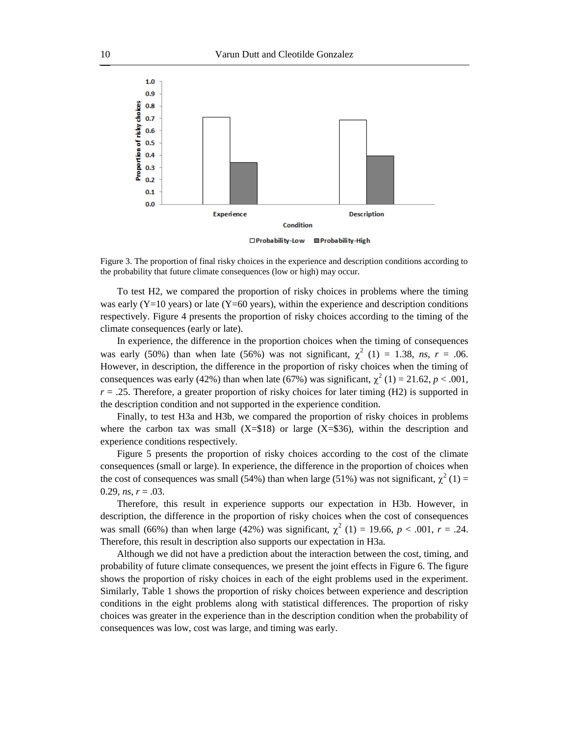1.0
0.9
0.8
0.7
0.6
0.5
0.4
0.3
0.2
0.1
0.0

Proportion of risky choices

Experience

Description

Condition

□Probability-Low ■Probability-High

Figure 3. The proportion of final risky choices in the experience and description conditions according to the probability that future climate consequences (low or high) may occur.

To test H2, we compared the proportion of risky choices in problems where the timing was early (Y=10 years) or late (Y=60 years), within the experience and description conditions respectively. Figure 4 presents the proportion of risky choices according to the timing of the climate consequences (early or late).

In experience, the difference in the proportion choices when the timing of consequences was early (50%) than when late (56%) was not significant, $\chi^2$ (1) = 1.38, *ns*, $r$ = .06. However, in description, the difference in the proportion of risky choices when the timing of consequences was early (42%) than when late (67%) was significant, $\chi^2$ (1) = 21.62, $p < .001$, $r$ = .25. Therefore, a greater proportion of risky choices for later timing (H2) is supported in the description condition and not supported in the experience condition.

Finally, to test H3a and H3b, we compared the proportion of risky choices in problems where the carbon tax was small (X=$18) or large (X=$36), within the description and experience conditions respectively.

Figure 5 presents the proportion of risky choices according to the cost of the climate consequences (small or large). In experience, the difference in the proportion of choices when the cost of consequences was small (54%) than when large (51%) was not significant, $\chi^2$ (1) = 0.29, *ns*, $r$ = .03.

Therefore, this result in experience supports our expectation in H3b. However, in description, the difference in the proportion of risky choices when the cost of consequences was small (66%) than when large (42%) was significant, $\chi^2$ (1) = 19.66, $p < .001$, $r$ = .24. Therefore, this result in description also supports our expectation in H3a.

Although we did not have a prediction about the interaction between the cost, timing, and probability of future climate consequences, we present the joint effects in Figure 6. The figure shows the proportion of risky choices in each of the eight problems used in the experiment. Similarly, Table 1 shows the proportion of risky choices between experience and description conditions in the eight problems along with statistical differences. The proportion of risky choices was greater in the experience than in the description condition when the probability of consequences was low, cost was large, and timing was early.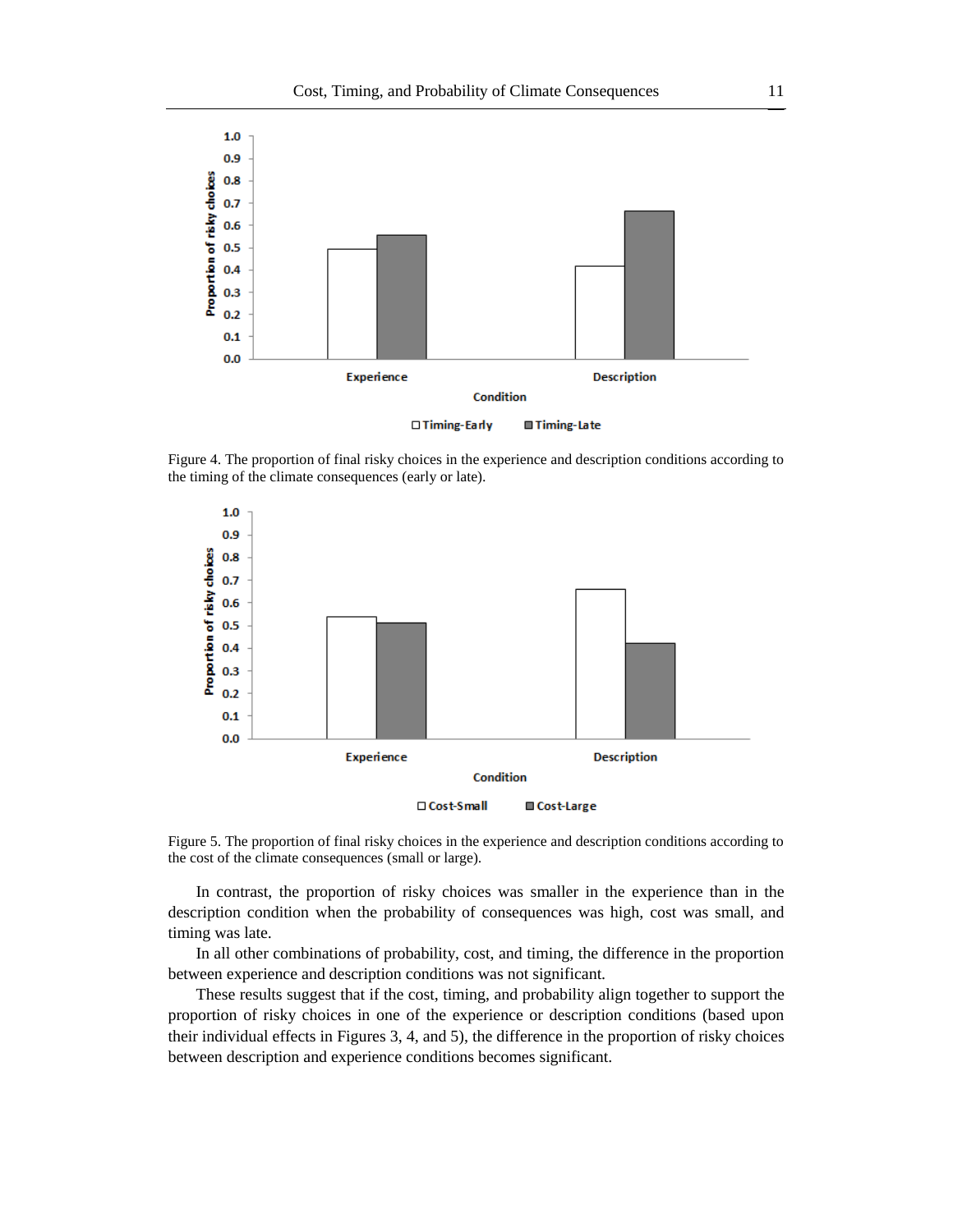1.0
0.9
0.8
0.7
0.6
0.5
0.4
0.3
0.2
0.1
0.0

Proportion of risky choices

Experience

Description

Condition

Timing-Early

Timing-Late

Figure 4. The proportion of final risky choices in the experience and description conditions according to the timing of the climate consequences (early or late).

1.0
0.9
0.8
0.7
0.6
0.5
0.4
0.3
0.2
0.1
0.0

Proportion of risky choices

Experience

Description

Condition

Cost-Small

Cost-Large

Figure 5. The proportion of final risky choices in the experience and description conditions according to the cost of the climate consequences (small or large).

In contrast, the proportion of risky choices was smaller in the experience than in the description condition when the probability of consequences was high, cost was small, and timing was late.

In all other combinations of probability, cost, and timing, the difference in the proportion between experience and description conditions was not significant.

These results suggest that if the cost, timing, and probability align together to support the proportion of risky choices in one of the experience or description conditions (based upon their individual effects in Figures 3, 4, and 5), the difference in the proportion of risky choices between description and experience conditions becomes significant.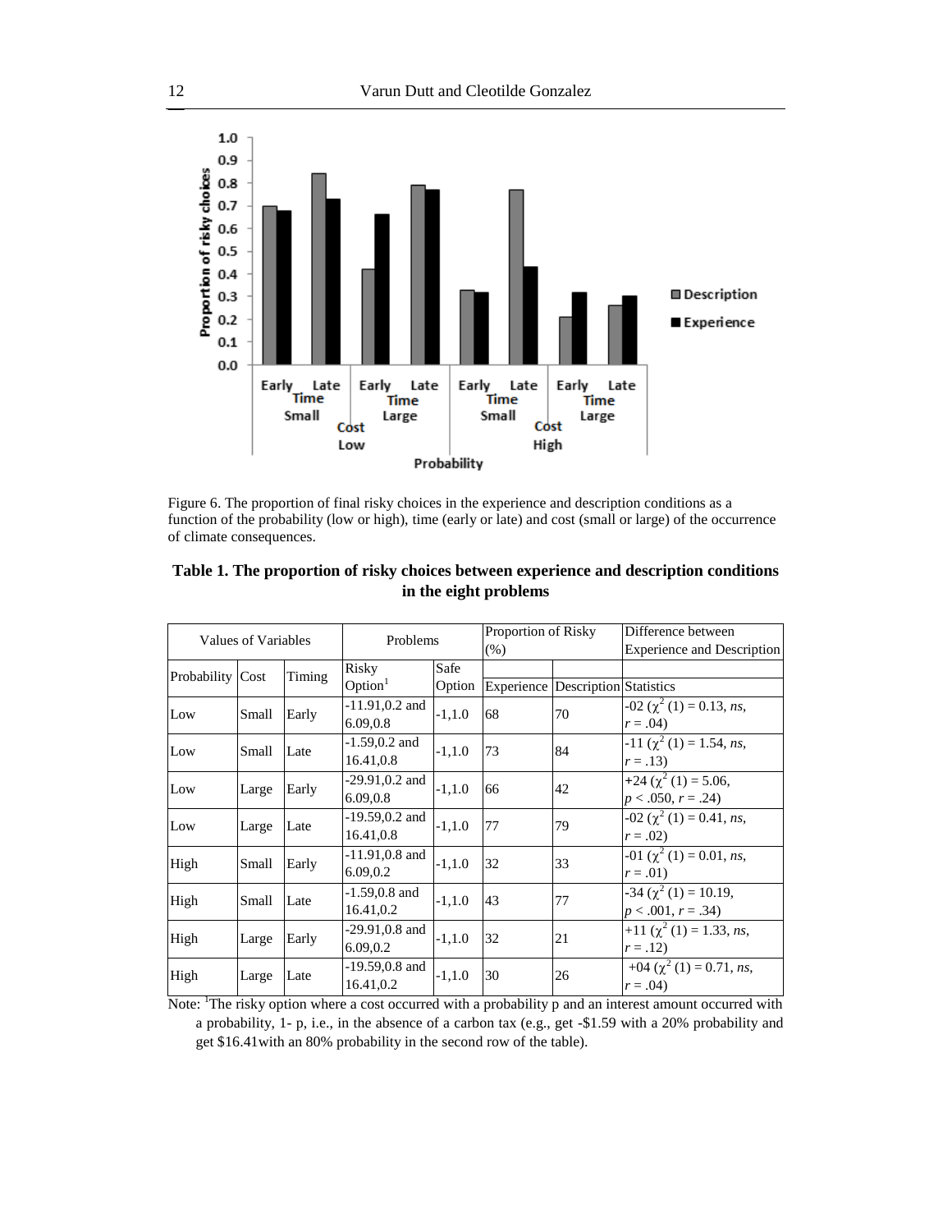1.0
0.9
0.8
0.7
0.6
0.5
0.4
0.3
0.2
0.1
0.0

Proportion of risky choices

Early Late
Time
Small

Early Late
Time
Large

Cost
Low

Early Late
Time
Small

Early Late
Time
Large

Cost
High

Probability

Description
Experience

Figure 6. The proportion of final risky choices in the experience and description conditions as a function of the probability (low or high), time (early or late) and cost (small or large) of the occurrence of climate consequences.

**Table 1. The proportion of risky choices between experience and description conditions in the eight problems**

| Values of Variables | | | Problems | | Proportion of Risky (%) | | Difference between Experience and Description |
|---|---|---|---|---|---|---|---|
| Probability | Cost | Timing | Risky Option[1] | Safe Option | Experience | Description | Statistics |
| Low | Small | Early | -11.91,0.2 and 6.09,0.8 | -1,1.0 | 68 | 70 | -02 ($\chi^2$ (1) = 0.13, *ns*, $r$ = .04) |
| Low | Small | Late | -1.59,0.2 and 16.41,0.8 | -1,1.0 | 73 | 84 | -11 ($\chi^2$ (1) = 1.54, *ns*, $r$ = .13) |
| Low | Large | Early | -29.91,0.2 and 6.09,0.8 | -1,1.0 | 66 | 42 | +24 ($\chi^2$ (1) = 5.06, $p$ < .050, $r$ = .24) |
| Low | Large | Late | -19.59,0.2 and 16.41,0.8 | -1,1.0 | 77 | 79 | -02 ($\chi^2$ (1) = 0.41, *ns*, $r$ = .02) |
| High | Small | Early | -11.91,0.8 and 6.09,0.2 | -1,1.0 | 32 | 33 | -01 ($\chi^2$ (1) = 0.01, *ns*, $r$ = .01) |
| High | Small | Late | -1.59,0.8 and 16.41,0.2 | -1,1.0 | 43 | 77 | -34 ($\chi^2$ (1) = 10.19, $p$ < .001, $r$ = .34) |
| High | Large | Early | -29.91,0.8 and 6.09,0.2 | -1,1.0 | 32 | 21 | +11 ($\chi^2$ (1) = 1.33, *ns*, $r$ = .12) |
| High | Large | Late | -19.59,0.8 and 16.41,0.2 | -1,1.0 | 30 | 26 | +04 ($\chi^2$ (1) = 0.71, *ns*, $r$ = .04) |

Note: [1]The risky option where a cost occurred with a probability p and an interest amount occurred with a probability, 1- p, i.e., in the absence of a carbon tax (e.g., get -\$1.59 with a 20% probability and get \$16.41with an 80% probability in the second row of the table).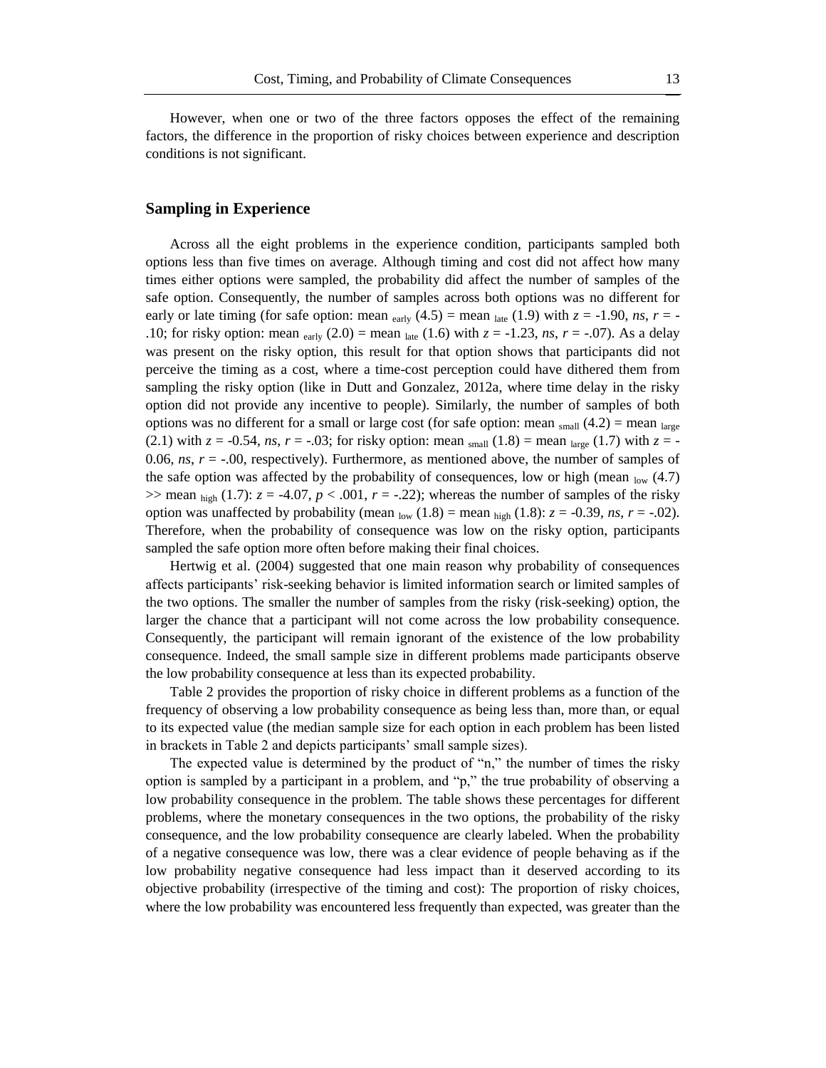However, when one or two of the three factors opposes the effect of the remaining factors, the difference in the proportion of risky choices between experience and description conditions is not significant.

## Sampling in Experience

Across all the eight problems in the experience condition, participants sampled both options less than five times on average. Although timing and cost did not affect how many times either options were sampled, the probability did affect the number of samples of the safe option. Consequently, the number of samples across both options was no different for early or late timing (for safe option: mean $_{early}$ (4.5) = mean $_{late}$ (1.9) with $z$ = -1.90, *ns*, $r$ = -.10; for risky option: mean $_{early}$ (2.0) = mean $_{late}$ (1.6) with $z$ = -1.23, *ns*, $r$ = -.07). As a delay was present on the risky option, this result for that option shows that participants did not perceive the timing as a cost, where a time-cost perception could have dithered them from sampling the risky option (like in Dutt and Gonzalez, 2012a, where time delay in the risky option did not provide any incentive to people). Similarly, the number of samples of both options was no different for a small or large cost (for safe option: mean $_{small}$ (4.2) = mean $_{large}$ (2.1) with $z$ = -0.54, *ns*, $r$ = -.03; for risky option: mean $_{small}$ (1.8) = mean $_{large}$ (1.7) with $z$ = -0.06, *ns*, $r$ = -.00, respectively). Furthermore, as mentioned above, the number of samples of the safe option was affected by the probability of consequences, low or high (mean $_{low}$ (4.7) >> mean $_{high}$ (1.7): $z$ = -4.07, $p < .001$, $r$ = -.22); whereas the number of samples of the risky option was unaffected by probability (mean $_{low}$ (1.8) = mean $_{high}$ (1.8): $z$ = -0.39, *ns*, $r$ = -.02). Therefore, when the probability of consequence was low on the risky option, participants sampled the safe option more often before making their final choices.

Hertwig et al. (2004) suggested that one main reason why probability of consequences affects participants' risk-seeking behavior is limited information search or limited samples of the two options. The smaller the number of samples from the risky (risk-seeking) option, the larger the chance that a participant will not come across the low probability consequence. Consequently, the participant will remain ignorant of the existence of the low probability consequence. Indeed, the small sample size in different problems made participants observe the low probability consequence at less than its expected probability.

Table 2 provides the proportion of risky choice in different problems as a function of the frequency of observing a low probability consequence as being less than, more than, or equal to its expected value (the median sample size for each option in each problem has been listed in brackets in Table 2 and depicts participants' small sample sizes).

The expected value is determined by the product of "n," the number of times the risky option is sampled by a participant in a problem, and "p," the true probability of observing a low probability consequence in the problem. The table shows these percentages for different problems, where the monetary consequences in the two options, the probability of the risky consequence, and the low probability consequence are clearly labeled. When the probability of a negative consequence was low, there was a clear evidence of people behaving as if the low probability negative consequence had less impact than it deserved according to its objective probability (irrespective of the timing and cost): The proportion of risky choices, where the low probability was encountered less frequently than expected, was greater than the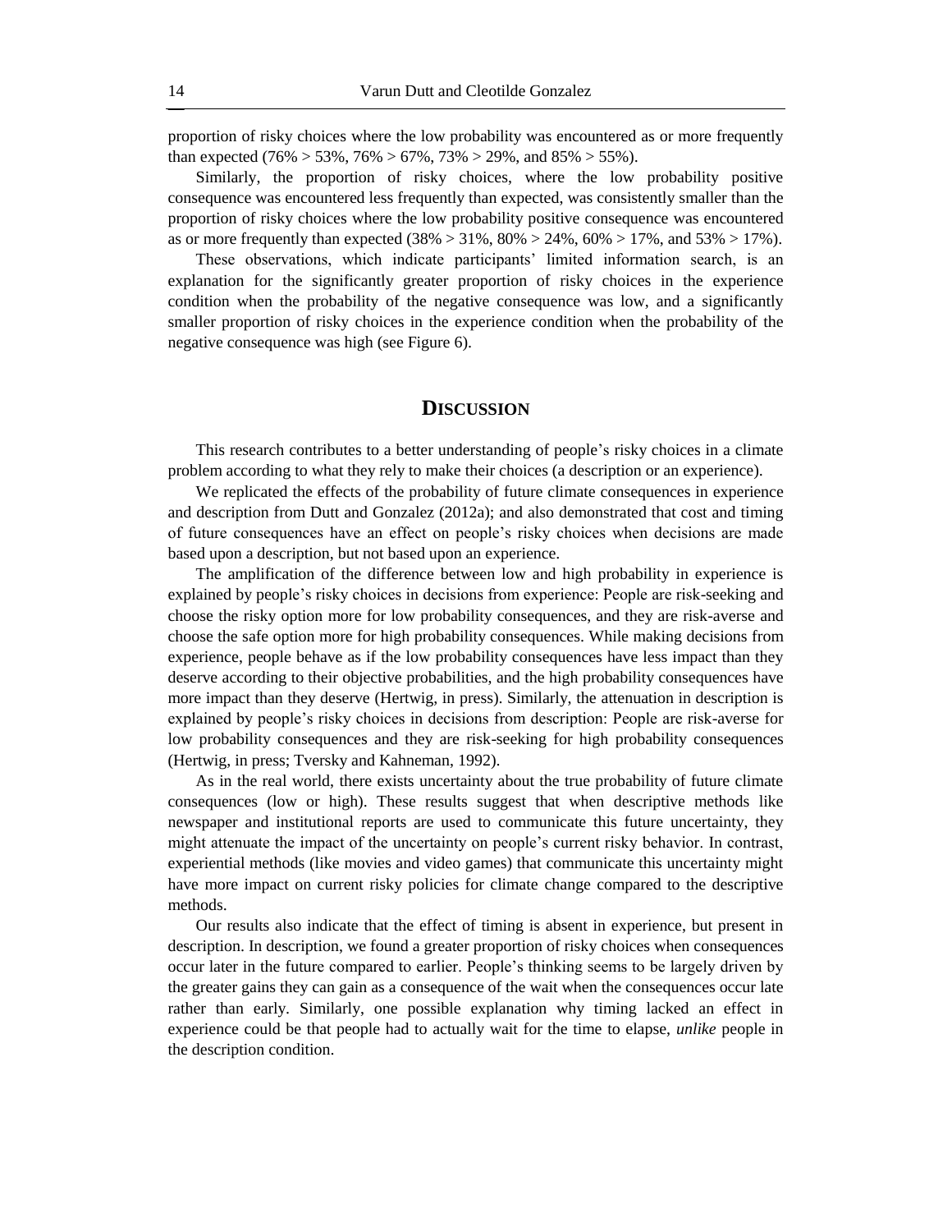proportion of risky choices where the low probability was encountered as or more frequently than expected (76% > 53%, 76% > 67%, 73% > 29%, and 85% > 55%).

Similarly, the proportion of risky choices, where the low probability positive consequence was encountered less frequently than expected, was consistently smaller than the proportion of risky choices where the low probability positive consequence was encountered as or more frequently than expected (38% > 31%, 80% > 24%, 60% > 17%, and 53% > 17%).

These observations, which indicate participants' limited information search, is an explanation for the significantly greater proportion of risky choices in the experience condition when the probability of the negative consequence was low, and a significantly smaller proportion of risky choices in the experience condition when the probability of the negative consequence was high (see Figure 6).

# DISCUSSION

This research contributes to a better understanding of people's risky choices in a climate problem according to what they rely to make their choices (a description or an experience).

We replicated the effects of the probability of future climate consequences in experience and description from Dutt and Gonzalez (2012a); and also demonstrated that cost and timing of future consequences have an effect on people's risky choices when decisions are made based upon a description, but not based upon an experience.

The amplification of the difference between low and high probability in experience is explained by people's risky choices in decisions from experience: People are risk-seeking and choose the risky option more for low probability consequences, and they are risk-averse and choose the safe option more for high probability consequences. While making decisions from experience, people behave as if the low probability consequences have less impact than they deserve according to their objective probabilities, and the high probability consequences have more impact than they deserve (Hertwig, in press). Similarly, the attenuation in description is explained by people's risky choices in decisions from description: People are risk-averse for low probability consequences and they are risk-seeking for high probability consequences (Hertwig, in press; Tversky and Kahneman, 1992).

As in the real world, there exists uncertainty about the true probability of future climate consequences (low or high). These results suggest that when descriptive methods like newspaper and institutional reports are used to communicate this future uncertainty, they might attenuate the impact of the uncertainty on people's current risky behavior. In contrast, experiential methods (like movies and video games) that communicate this uncertainty might have more impact on current risky policies for climate change compared to the descriptive methods.

Our results also indicate that the effect of timing is absent in experience, but present in description. In description, we found a greater proportion of risky choices when consequences occur later in the future compared to earlier. People's thinking seems to be largely driven by the greater gains they can gain as a consequence of the wait when the consequences occur late rather than early. Similarly, one possible explanation why timing lacked an effect in experience could be that people had to actually wait for the time to elapse, *unlike* people in the description condition.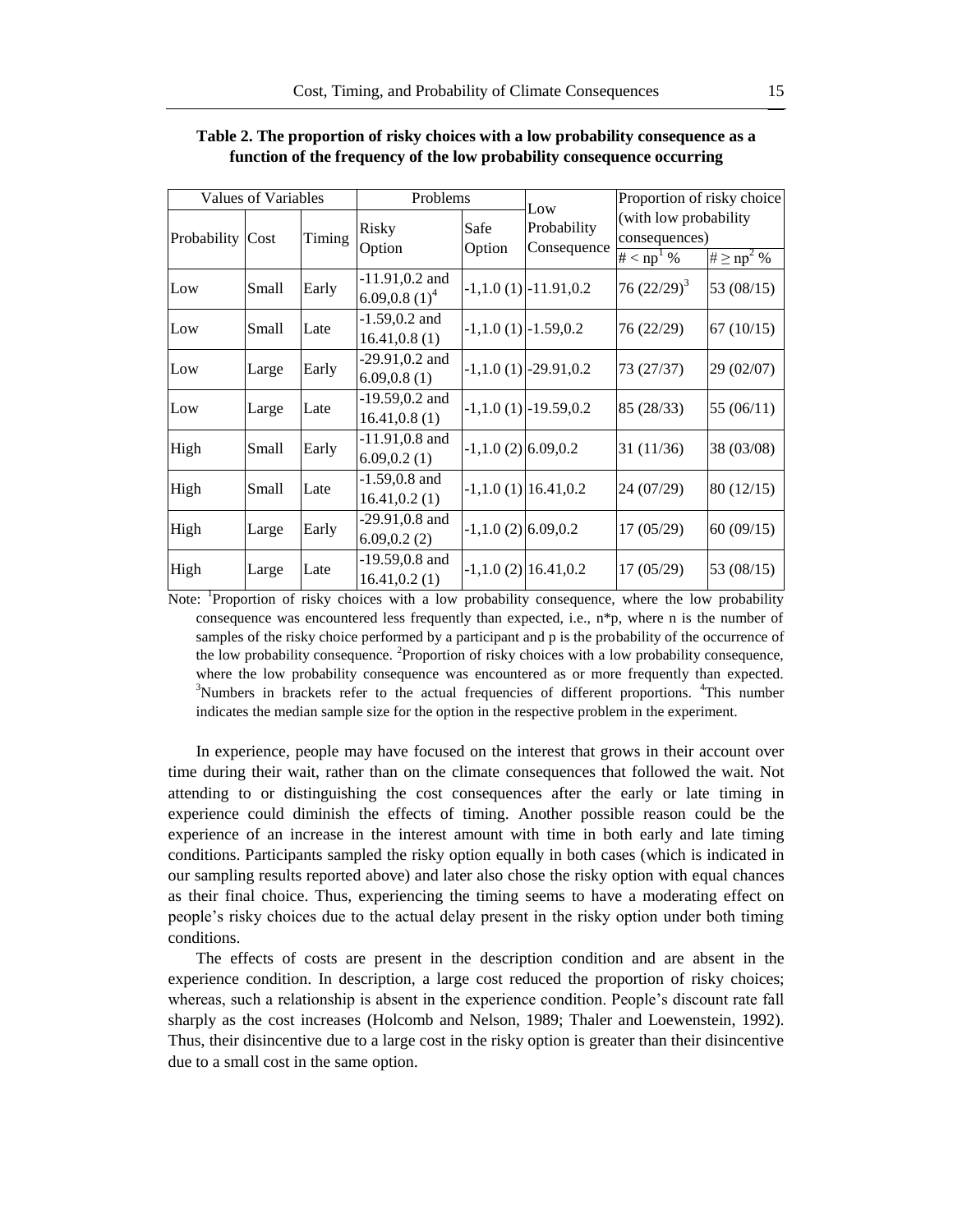**Table 2. The proportion of risky choices with a low probability consequence as a function of the frequency of the low probability consequence occurring**

| Values of Variables | | | Problems | | Low Probability Consequence | Proportion of risky choice (with low probability consequences) | |
|---|---|---|---|---|---|---|---|
| Probability | Cost | Timing | Risky Option | Safe Option | | # < np[1] % | # ≥ np[2] % |
| Low | Small | Early | -11.91,0.2 and 6.09,0.8 (1)[4] | -1,1.0 (1) | -11.91,0.2 | 76 (22/29)[3] | 53 (08/15) |
| Low | Small | Late | -1.59,0.2 and 16.41,0.8 (1) | -1,1.0 (1) | -1.59,0.2 | 76 (22/29) | 67 (10/15) |
| Low | Large | Early | -29.91,0.2 and 6.09,0.8 (1) | -1,1.0 (1) | -29.91,0.2 | 73 (27/37) | 29 (02/07) |
| Low | Large | Late | -19.59,0.2 and 16.41,0.8 (1) | -1,1.0 (1) | -19.59,0.2 | 85 (28/33) | 55 (06/11) |
| High | Small | Early | -11.91,0.8 and 6.09,0.2 (1) | -1,1.0 (2) | 6.09,0.2 | 31 (11/36) | 38 (03/08) |
| High | Small | Late | -1.59,0.8 and 16.41,0.2 (1) | -1,1.0 (1) | 16.41,0.2 | 24 (07/29) | 80 (12/15) |
| High | Large | Early | -29.91,0.8 and 6.09,0.2 (2) | -1,1.0 (2) | 6.09,0.2 | 17 (05/29) | 60 (09/15) |
| High | Large | Late | -19.59,0.8 and 16.41,0.2 (1) | -1,1.0 (2) | 16.41,0.2 | 17 (05/29) | 53 (08/15) |

Note: [1]Proportion of risky choices with a low probability consequence, where the low probability consequence was encountered less frequently than expected, i.e., n*p, where n is the number of samples of the risky choice performed by a participant and p is the probability of the occurrence of the low probability consequence. [2]Proportion of risky choices with a low probability consequence, where the low probability consequence was encountered as or more frequently than expected. [3]Numbers in brackets refer to the actual frequencies of different proportions. [4]This number indicates the median sample size for the option in the respective problem in the experiment.

In experience, people may have focused on the interest that grows in their account over time during their wait, rather than on the climate consequences that followed the wait. Not attending to or distinguishing the cost consequences after the early or late timing in experience could diminish the effects of timing. Another possible reason could be the experience of an increase in the interest amount with time in both early and late timing conditions. Participants sampled the risky option equally in both cases (which is indicated in our sampling results reported above) and later also chose the risky option with equal chances as their final choice. Thus, experiencing the timing seems to have a moderating effect on people's risky choices due to the actual delay present in the risky option under both timing conditions.

The effects of costs are present in the description condition and are absent in the experience condition. In description, a large cost reduced the proportion of risky choices; whereas, such a relationship is absent in the experience condition. People's discount rate fall sharply as the cost increases (Holcomb and Nelson, 1989; Thaler and Loewenstein, 1992). Thus, their disincentive due to a large cost in the risky option is greater than their disincentive due to a small cost in the same option.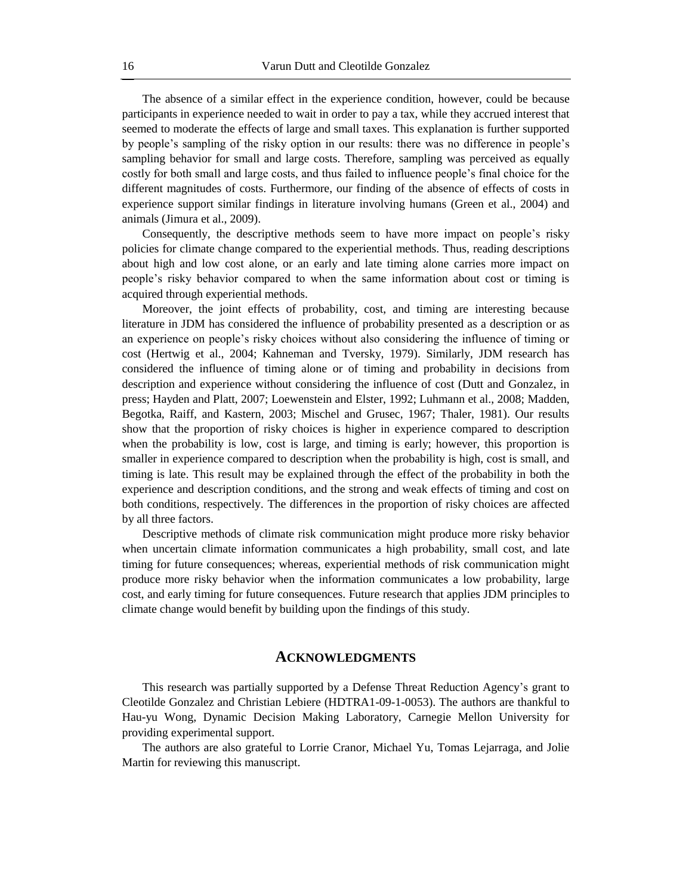The absence of a similar effect in the experience condition, however, could be because participants in experience needed to wait in order to pay a tax, while they accrued interest that seemed to moderate the effects of large and small taxes. This explanation is further supported by people's sampling of the risky option in our results: there was no difference in people's sampling behavior for small and large costs. Therefore, sampling was perceived as equally costly for both small and large costs, and thus failed to influence people's final choice for the different magnitudes of costs. Furthermore, our finding of the absence of effects of costs in experience support similar findings in literature involving humans (Green et al., 2004) and animals (Jimura et al., 2009).

Consequently, the descriptive methods seem to have more impact on people's risky policies for climate change compared to the experiential methods. Thus, reading descriptions about high and low cost alone, or an early and late timing alone carries more impact on people's risky behavior compared to when the same information about cost or timing is acquired through experiential methods.

Moreover, the joint effects of probability, cost, and timing are interesting because literature in JDM has considered the influence of probability presented as a description or as an experience on people's risky choices without also considering the influence of timing or cost (Hertwig et al., 2004; Kahneman and Tversky, 1979). Similarly, JDM research has considered the influence of timing alone or of timing and probability in decisions from description and experience without considering the influence of cost (Dutt and Gonzalez, in press; Hayden and Platt, 2007; Loewenstein and Elster, 1992; Luhmann et al., 2008; Madden, Begotka, Raiff, and Kastern, 2003; Mischel and Grusec, 1967; Thaler, 1981). Our results show that the proportion of risky choices is higher in experience compared to description when the probability is low, cost is large, and timing is early; however, this proportion is smaller in experience compared to description when the probability is high, cost is small, and timing is late. This result may be explained through the effect of the probability in both the experience and description conditions, and the strong and weak effects of timing and cost on both conditions, respectively. The differences in the proportion of risky choices are affected by all three factors.

Descriptive methods of climate risk communication might produce more risky behavior when uncertain climate information communicates a high probability, small cost, and late timing for future consequences; whereas, experiential methods of risk communication might produce more risky behavior when the information communicates a low probability, large cost, and early timing for future consequences. Future research that applies JDM principles to climate change would benefit by building upon the findings of this study.

## Acknowledgments

This research was partially supported by a Defense Threat Reduction Agency's grant to Cleotilde Gonzalez and Christian Lebiere (HDTRA1-09-1-0053). The authors are thankful to Hau-yu Wong, Dynamic Decision Making Laboratory, Carnegie Mellon University for providing experimental support.

The authors are also grateful to Lorrie Cranor, Michael Yu, Tomas Lejarraga, and Jolie Martin for reviewing this manuscript.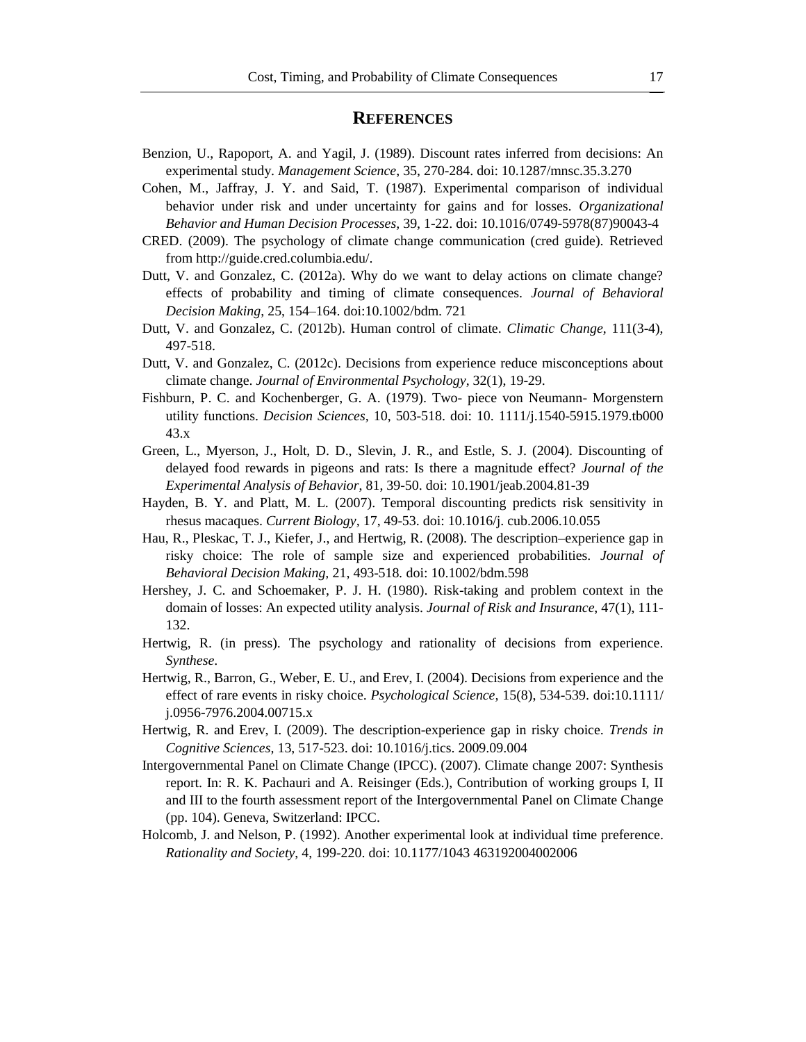## REFERENCES

Benzion, U., Rapoport, A. and Yagil, J. (1989). Discount rates inferred from decisions: An experimental study. *Management Science*, 35, 270-284. doi: 10.1287/mnsc.35.3.270

Cohen, M., Jaffray, J. Y. and Said, T. (1987). Experimental comparison of individual behavior under risk and under uncertainty for gains and for losses. *Organizational Behavior and Human Decision Processes,* 39, 1-22. doi: 10.1016/0749-5978(87)90043-4

CRED. (2009). The psychology of climate change communication (cred guide). Retrieved from http://guide.cred.columbia.edu/.

Dutt, V. and Gonzalez, C. (2012a). Why do we want to delay actions on climate change? effects of probability and timing of climate consequences. *Journal of Behavioral Decision Making*, 25, 154–164. doi:10.1002/bdm. 721

Dutt, V. and Gonzalez, C. (2012b). Human control of climate. *Climatic Change*, 111(3-4), 497-518.

Dutt, V. and Gonzalez, C. (2012c). Decisions from experience reduce misconceptions about climate change. *Journal of Environmental Psychology*, 32(1), 19-29.

Fishburn, P. C. and Kochenberger, G. A. (1979). Two- piece von Neumann- Morgenstern utility functions. *Decision Sciences*, 10, 503-518. doi: 10. 1111/j.1540-5915.1979.tb00043.x

Green, L., Myerson, J., Holt, D. D., Slevin, J. R., and Estle, S. J. (2004). Discounting of delayed food rewards in pigeons and rats: Is there a magnitude effect? *Journal of the Experimental Analysis of Behavior*, 81, 39-50. doi: 10.1901/jeab.2004.81-39

Hayden, B. Y. and Platt, M. L. (2007). Temporal discounting predicts risk sensitivity in rhesus macaques. *Current Biology*, 17, 49-53. doi: 10.1016/j. cub.2006.10.055

Hau, R., Pleskac, T. J., Kiefer, J., and Hertwig, R. (2008). The description–experience gap in risky choice: The role of sample size and experienced probabilities. *Journal of Behavioral Decision Making,* 21, 493-518. doi: 10.1002/bdm.598

Hershey, J. C. and Schoemaker, P. J. H. (1980). Risk-taking and problem context in the domain of losses: An expected utility analysis. *Journal of Risk and Insurance*, 47(1), 111-132.

Hertwig, R. (in press). The psychology and rationality of decisions from experience. *Synthese*.

Hertwig, R., Barron, G., Weber, E. U., and Erev, I. (2004). Decisions from experience and the effect of rare events in risky choice. *Psychological Science,* 15(8), 534-539. doi:10.1111/j.0956-7976.2004.00715.x

Hertwig, R. and Erev, I. (2009). The description-experience gap in risky choice. *Trends in Cognitive Sciences,* 13, 517-523. doi: 10.1016/j.tics. 2009.09.004

Intergovernmental Panel on Climate Change (IPCC). (2007). Climate change 2007: Synthesis report. In: R. K. Pachauri and A. Reisinger (Eds.), Contribution of working groups I, II and III to the fourth assessment report of the Intergovernmental Panel on Climate Change (pp. 104). Geneva, Switzerland: IPCC.

Holcomb, J. and Nelson, P. (1992). Another experimental look at individual time preference. *Rationality and Society*, 4, 199-220. doi: 10.1177/1043 463192004002006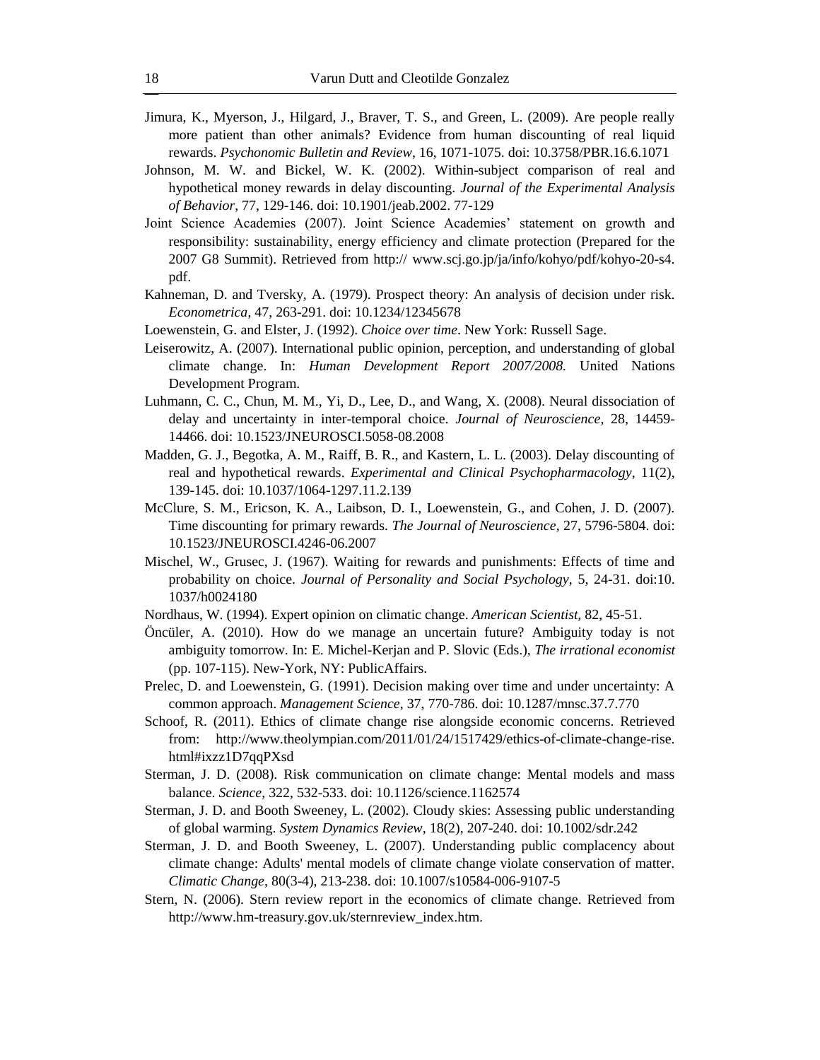Jimura, K., Myerson, J., Hilgard, J., Braver, T. S., and Green, L. (2009). Are people really more patient than other animals? Evidence from human discounting of real liquid rewards. *Psychonomic Bulletin and Review*, 16, 1071-1075. doi: 10.3758/PBR.16.6.1071

Johnson, M. W. and Bickel, W. K. (2002). Within-subject comparison of real and hypothetical money rewards in delay discounting. *Journal of the Experimental Analysis of Behavior*, 77, 129-146. doi: 10.1901/jeab.2002. 77-129

Joint Science Academies (2007). Joint Science Academies' statement on growth and responsibility: sustainability, energy efficiency and climate protection (Prepared for the 2007 G8 Summit). Retrieved from http:// www.scj.go.jp/ja/info/kohyo/pdf/kohyo-20-s4. pdf.

Kahneman, D. and Tversky, A. (1979). Prospect theory: An analysis of decision under risk. *Econometrica*, 47, 263-291. doi: 10.1234/12345678

Loewenstein, G. and Elster, J. (1992). *Choice over time*. New York: Russell Sage.

Leiserowitz, A. (2007). International public opinion, perception, and understanding of global climate change. In: *Human Development Report 2007/2008.* United Nations Development Program.

Luhmann, C. C., Chun, M. M., Yi, D., Lee, D., and Wang, X. (2008). Neural dissociation of delay and uncertainty in inter-temporal choice. *Journal of Neuroscience*, 28, 14459-14466. doi: 10.1523/JNEUROSCI.5058-08.2008

Madden, G. J., Begotka, A. M., Raiff, B. R., and Kastern, L. L. (2003). Delay discounting of real and hypothetical rewards. *Experimental and Clinical Psychopharmacology*, 11(2), 139-145. doi: 10.1037/1064-1297.11.2.139

McClure, S. M., Ericson, K. A., Laibson, D. I., Loewenstein, G., and Cohen, J. D. (2007). Time discounting for primary rewards. *The Journal of Neuroscience*, 27, 5796-5804. doi: 10.1523/JNEUROSCI.4246-06.2007

Mischel, W., Grusec, J. (1967). Waiting for rewards and punishments: Effects of time and probability on choice. *Journal of Personality and Social Psychology*, 5, 24-31. doi:10. 1037/h0024180

Nordhaus, W. (1994). Expert opinion on climatic change. *American Scientist*, 82, 45-51.

Öncüler, A. (2010). How do we manage an uncertain future? Ambiguity today is not ambiguity tomorrow. In: E. Michel-Kerjan and P. Slovic (Eds.), *The irrational economist* (pp. 107-115). New-York, NY: PublicAffairs.

Prelec, D. and Loewenstein, G. (1991). Decision making over time and under uncertainty: A common approach. *Management Science*, 37, 770-786. doi: 10.1287/mnsc.37.7.770

Schoof, R. (2011). Ethics of climate change rise alongside economic concerns. Retrieved from: http://www.theolympian.com/2011/01/24/1517429/ethics-of-climate-change-rise. html#ixzz1D7qqPXsd

Sterman, J. D. (2008). Risk communication on climate change: Mental models and mass balance. *Science*, 322, 532-533. doi: 10.1126/science.1162574

Sterman, J. D. and Booth Sweeney, L. (2002). Cloudy skies: Assessing public understanding of global warming. *System Dynamics Review*, 18(2), 207-240. doi: 10.1002/sdr.242

Sterman, J. D. and Booth Sweeney, L. (2007). Understanding public complacency about climate change: Adults' mental models of climate change violate conservation of matter. *Climatic Change*, 80(3-4), 213-238. doi: 10.1007/s10584-006-9107-5

Stern, N. (2006). Stern review report in the economics of climate change. Retrieved from http://www.hm-treasury.gov.uk/sternreview_index.htm.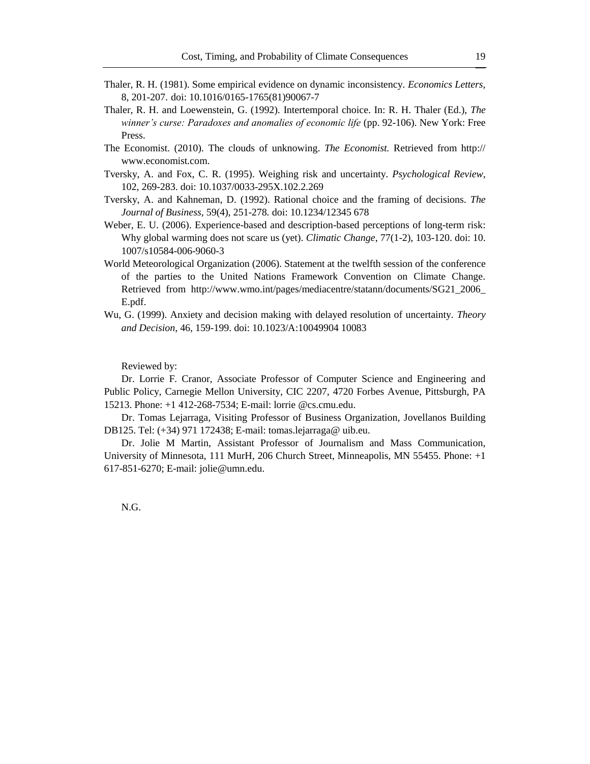Thaler, R. H. (1981). Some empirical evidence on dynamic inconsistency. *Economics Letters*, 8, 201-207. doi: 10.1016/0165-1765(81)90067-7

Thaler, R. H. and Loewenstein, G. (1992). Intertemporal choice. In: R. H. Thaler (Ed.), *The winner's curse: Paradoxes and anomalies of economic life* (pp. 92-106). New York: Free Press.

The Economist. (2010). The clouds of unknowing. *The Economist.* Retrieved from http:// www.economist.com.

Tversky, A. and Fox, C. R. (1995). Weighing risk and uncertainty. *Psychological Review*, 102, 269-283. doi: 10.1037/0033-295X.102.2.269

Tversky, A. and Kahneman, D. (1992). Rational choice and the framing of decisions. *The Journal of Business*, 59(4), 251-278. doi: 10.1234/12345 678

Weber, E. U. (2006). Experience-based and description-based perceptions of long-term risk: Why global warming does not scare us (yet). *Climatic Change*, 77(1-2), 103-120. doi: 10. 1007/s10584-006-9060-3

World Meteorological Organization (2006). Statement at the twelfth session of the conference of the parties to the United Nations Framework Convention on Climate Change. Retrieved from http://www.wmo.int/pages/mediacentre/statann/documents/SG21_2006_ E.pdf.

Wu, G. (1999). Anxiety and decision making with delayed resolution of uncertainty. *Theory and Decision*, 46, 159-199. doi: 10.1023/A:10049904 10083

Reviewed by:

Dr. Lorrie F. Cranor, Associate Professor of Computer Science and Engineering and Public Policy, Carnegie Mellon University, CIC 2207, 4720 Forbes Avenue, Pittsburgh, PA 15213. Phone: +1 412-268-7534; E-mail: lorrie @cs.cmu.edu.

Dr. Tomas Lejarraga, Visiting Professor of Business Organization, Jovellanos Building DB125. Tel: (+34) 971 172438; E-mail: tomas.lejarraga@ uib.eu.

Dr. Jolie M Martin, Assistant Professor of Journalism and Mass Communication, University of Minnesota, 111 MurH, 206 Church Street, Minneapolis, MN 55455. Phone: +1 617-851-6270; E-mail: jolie@umn.edu.

N.G.